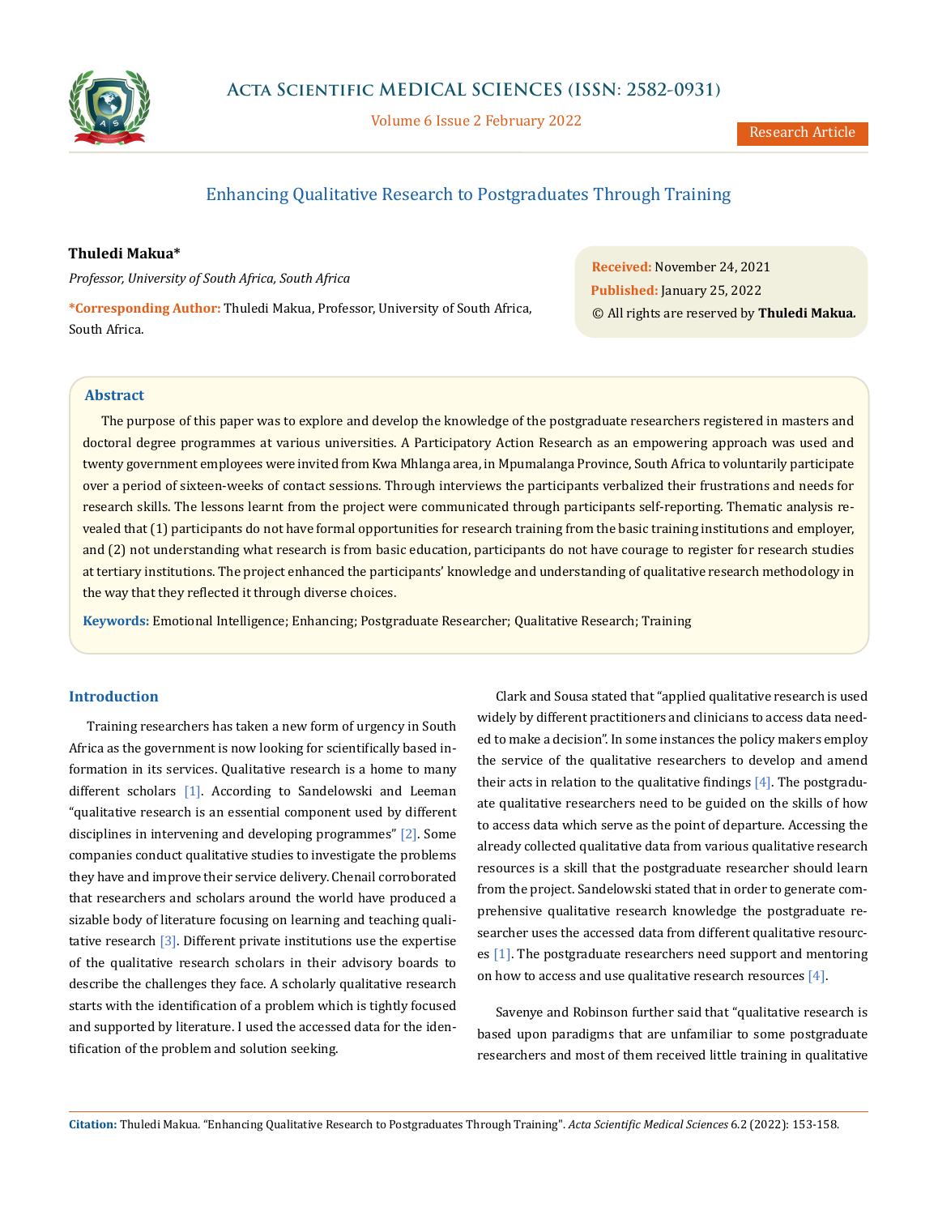# Enhancing Qualitative Research to Postgraduates Through Training

**Thuledi Makua***

*Professor, University of South Africa, South Africa*

***Corresponding Author:** Thuledi Makua, Professor, University of South Africa, South Africa.

**Received:** November 24, 2021
**Published:** January 25, 2022
© All rights are reserved by **Thuledi Makua.**

## Abstract

The purpose of this paper was to explore and develop the knowledge of the postgraduate researchers registered in masters and doctoral degree programmes at various universities. A Participatory Action Research as an empowering approach was used and twenty government employees were invited from Kwa Mhlanga area, in Mpumalanga Province, South Africa to voluntarily participate over a period of sixteen-weeks of contact sessions. Through interviews the participants verbalized their frustrations and needs for research skills. The lessons learnt from the project were communicated through participants self-reporting. Thematic analysis revealed that (1) participants do not have formal opportunities for research training from the basic training institutions and employer, and (2) not understanding what research is from basic education, participants do not have courage to register for research studies at tertiary institutions. The project enhanced the participants' knowledge and understanding of qualitative research methodology in the way that they reflected it through diverse choices.

**Keywords:** Emotional Intelligence; Enhancing; Postgraduate Researcher; Qualitative Research; Training

## Introduction

Training researchers has taken a new form of urgency in South Africa as the government is now looking for scientifically based information in its services. Qualitative research is a home to many different scholars [1]. According to Sandelowski and Leeman "qualitative research is an essential component used by different disciplines in intervening and developing programmes" [2]. Some companies conduct qualitative studies to investigate the problems they have and improve their service delivery. Chenail corroborated that researchers and scholars around the world have produced a sizable body of literature focusing on learning and teaching qualitative research [3]. Different private institutions use the expertise of the qualitative research scholars in their advisory boards to describe the challenges they face. A scholarly qualitative research starts with the identification of a problem which is tightly focused and supported by literature. I used the accessed data for the identification of the problem and solution seeking.

Clark and Sousa stated that "applied qualitative research is used widely by different practitioners and clinicians to access data needed to make a decision". In some instances the policy makers employ the service of the qualitative researchers to develop and amend their acts in relation to the qualitative findings [4]. The postgraduate qualitative researchers need to be guided on the skills of how to access data which serve as the point of departure. Accessing the already collected qualitative data from various qualitative research resources is a skill that the postgraduate researcher should learn from the project. Sandelowski stated that in order to generate comprehensive qualitative research knowledge the postgraduate researcher uses the accessed data from different qualitative resources [1]. The postgraduate researchers need support and mentoring on how to access and use qualitative research resources [4].

Savenye and Robinson further said that "qualitative research is based upon paradigms that are unfamiliar to some postgraduate researchers and most of them received little training in qualitative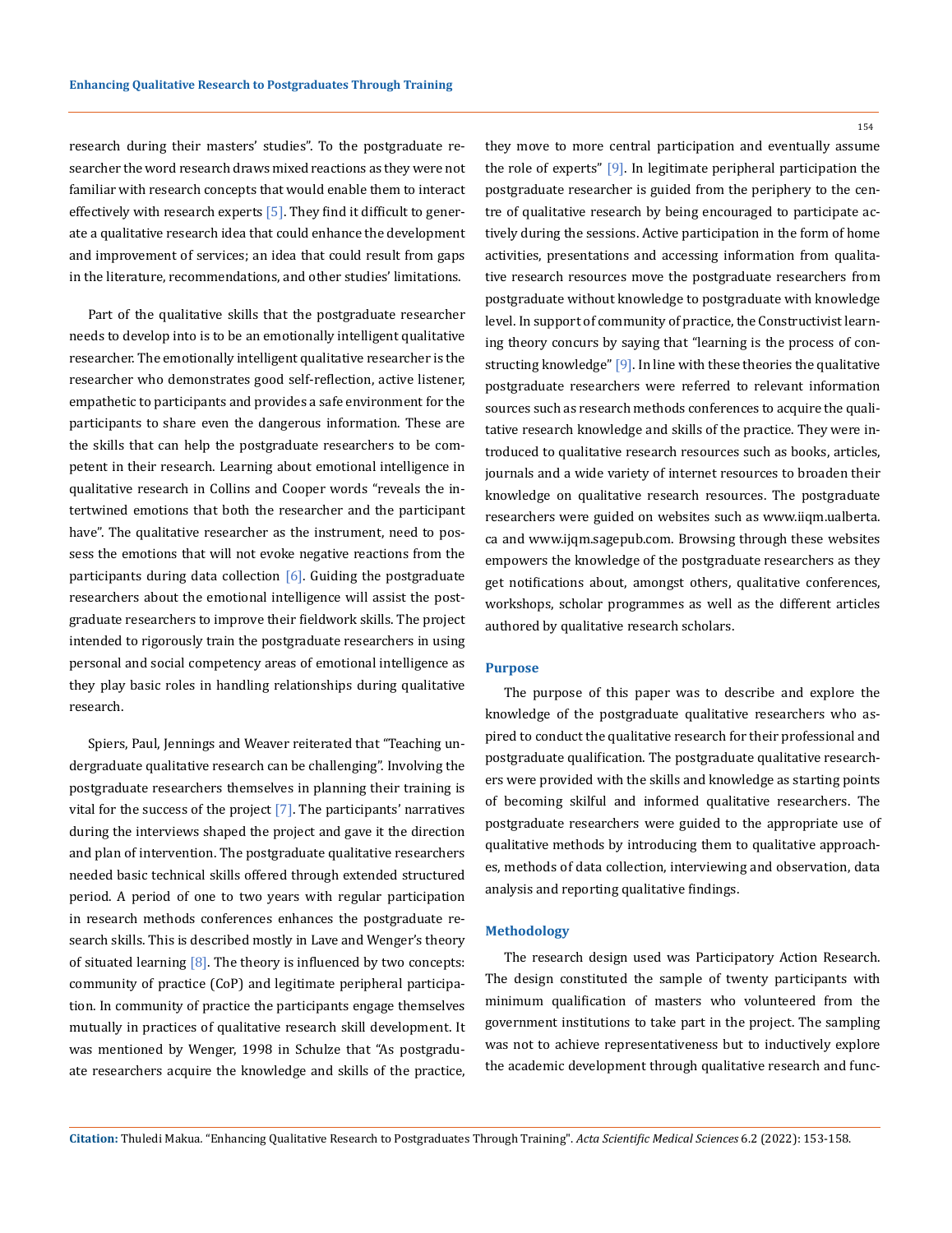research during their masters' studies". To the postgraduate researcher the word research draws mixed reactions as they were not familiar with research concepts that would enable them to interact effectively with research experts [5]. They find it difficult to generate a qualitative research idea that could enhance the development and improvement of services; an idea that could result from gaps in the literature, recommendations, and other studies' limitations.

Part of the qualitative skills that the postgraduate researcher needs to develop into is to be an emotionally intelligent qualitative researcher. The emotionally intelligent qualitative researcher is the researcher who demonstrates good self-reflection, active listener, empathetic to participants and provides a safe environment for the participants to share even the dangerous information. These are the skills that can help the postgraduate researchers to be competent in their research. Learning about emotional intelligence in qualitative research in Collins and Cooper words "reveals the intertwined emotions that both the researcher and the participant have". The qualitative researcher as the instrument, need to possess the emotions that will not evoke negative reactions from the participants during data collection [6]. Guiding the postgraduate researchers about the emotional intelligence will assist the postgraduate researchers to improve their fieldwork skills. The project intended to rigorously train the postgraduate researchers in using personal and social competency areas of emotional intelligence as they play basic roles in handling relationships during qualitative research.

Spiers, Paul, Jennings and Weaver reiterated that "Teaching undergraduate qualitative research can be challenging". Involving the postgraduate researchers themselves in planning their training is vital for the success of the project [7]. The participants' narratives during the interviews shaped the project and gave it the direction and plan of intervention. The postgraduate qualitative researchers needed basic technical skills offered through extended structured period. A period of one to two years with regular participation in research methods conferences enhances the postgraduate research skills. This is described mostly in Lave and Wenger's theory of situated learning [8]. The theory is influenced by two concepts: community of practice (CoP) and legitimate peripheral participation. In community of practice the participants engage themselves mutually in practices of qualitative research skill development. It was mentioned by Wenger, 1998 in Schulze that "As postgraduate researchers acquire the knowledge and skills of the practice, they move to more central participation and eventually assume the role of experts" [9]. In legitimate peripheral participation the postgraduate researcher is guided from the periphery to the centre of qualitative research by being encouraged to participate actively during the sessions. Active participation in the form of home activities, presentations and accessing information from qualitative research resources move the postgraduate researchers from postgraduate without knowledge to postgraduate with knowledge level. In support of community of practice, the Constructivist learning theory concurs by saying that "learning is the process of constructing knowledge" [9]. In line with these theories the qualitative postgraduate researchers were referred to relevant information sources such as research methods conferences to acquire the qualitative research knowledge and skills of the practice. They were introduced to qualitative research resources such as books, articles, journals and a wide variety of internet resources to broaden their knowledge on qualitative research resources. The postgraduate researchers were guided on websites such as www.iiqm.ualberta.ca and www.ijqm.sagepub.com. Browsing through these websites empowers the knowledge of the postgraduate researchers as they get notifications about, amongst others, qualitative conferences, workshops, scholar programmes as well as the different articles authored by qualitative research scholars.

## Purpose

The purpose of this paper was to describe and explore the knowledge of the postgraduate qualitative researchers who aspired to conduct the qualitative research for their professional and postgraduate qualification. The postgraduate qualitative researchers were provided with the skills and knowledge as starting points of becoming skilful and informed qualitative researchers. The postgraduate researchers were guided to the appropriate use of qualitative methods by introducing them to qualitative approaches, methods of data collection, interviewing and observation, data analysis and reporting qualitative findings.

## Methodology

The research design used was Participatory Action Research. The design constituted the sample of twenty participants with minimum qualification of masters who volunteered from the government institutions to take part in the project. The sampling was not to achieve representativeness but to inductively explore the academic development through qualitative research and func-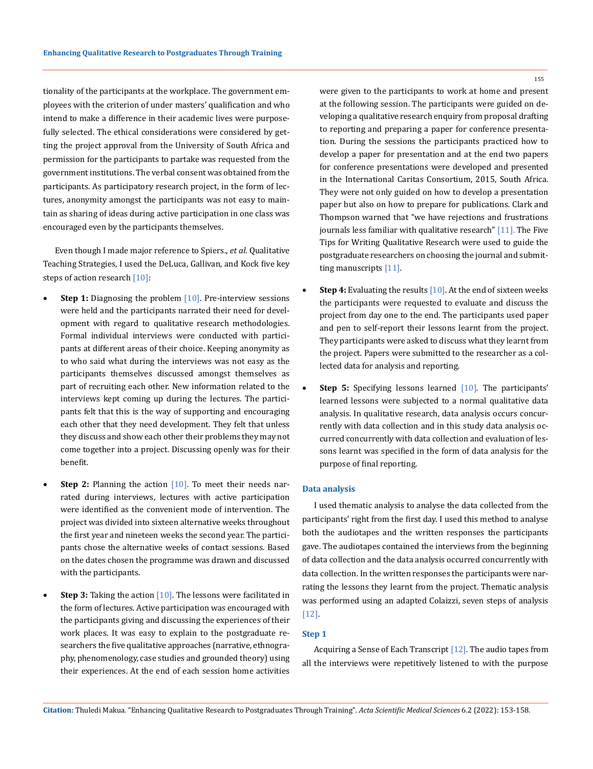tionality of the participants at the workplace. The government employees with the criterion of under masters' qualification and who intend to make a difference in their academic lives were purposefully selected. The ethical considerations were considered by getting the project approval from the University of South Africa and permission for the participants to partake was requested from the government institutions. The verbal consent was obtained from the participants. As participatory research project, in the form of lectures, anonymity amongst the participants was not easy to maintain as sharing of ideas during active participation in one class was encouraged even by the participants themselves.

Even though I made major reference to Spiers., *et al.* Qualitative Teaching Strategies, I used the DeLuca, Gallivan, and Kock five key steps of action research [10]:

- **Step 1:** Diagnosing the problem [10]. Pre-interview sessions were held and the participants narrated their need for development with regard to qualitative research methodologies. Formal individual interviews were conducted with participants at different areas of their choice. Keeping anonymity as to who said what during the interviews was not easy as the participants themselves discussed amongst themselves as part of recruiting each other. New information related to the interviews kept coming up during the lectures. The participants felt that this is the way of supporting and encouraging each other that they need development. They felt that unless they discuss and show each other their problems they may not come together into a project. Discussing openly was for their benefit.
- **Step 2:** Planning the action [10]. To meet their needs narrated during interviews, lectures with active participation were identified as the convenient mode of intervention. The project was divided into sixteen alternative weeks throughout the first year and nineteen weeks the second year. The participants chose the alternative weeks of contact sessions. Based on the dates chosen the programme was drawn and discussed with the participants.
- **Step 3:** Taking the action [10]. The lessons were facilitated in the form of lectures. Active participation was encouraged with the participants giving and discussing the experiences of their work places. It was easy to explain to the postgraduate researchers the five qualitative approaches (narrative, ethnography, phenomenology, case studies and grounded theory) using their experiences. At the end of each session home activities were given to the participants to work at home and present at the following session. The participants were guided on developing a qualitative research enquiry from proposal drafting to reporting and preparing a paper for conference presentation. During the sessions the participants practiced how to develop a paper for presentation and at the end two papers for conference presentations were developed and presented in the International Caritas Consortium, 2015, South Africa. They were not only guided on how to develop a presentation paper but also on how to prepare for publications. Clark and Thompson warned that "we have rejections and frustrations journals less familiar with qualitative research" [11]. The Five Tips for Writing Qualitative Research were used to guide the postgraduate researchers on choosing the journal and submitting manuscripts [11].
- **Step 4:** Evaluating the results [10]. At the end of sixteen weeks the participants were requested to evaluate and discuss the project from day one to the end. The participants used paper and pen to self-report their lessons learnt from the project. They participants were asked to discuss what they learnt from the project. Papers were submitted to the researcher as a collected data for analysis and reporting.
- **Step 5:** Specifying lessons learned [10]. The participants' learned lessons were subjected to a normal qualitative data analysis. In qualitative research, data analysis occurs concurrently with data collection and in this study data analysis occurred concurrently with data collection and evaluation of lessons learnt was specified in the form of data analysis for the purpose of final reporting.

### Data analysis

I used thematic analysis to analyse the data collected from the participants' right from the first day. I used this method to analyse both the audiotapes and the written responses the participants gave. The audiotapes contained the interviews from the beginning of data collection and the data analysis occurred concurrently with data collection. In the written responses the participants were narrating the lessons they learnt from the project. Thematic analysis was performed using an adapted Colaizzi, seven steps of analysis [12].

### Step 1

Acquiring a Sense of Each Transcript [12]. The audio tapes from all the interviews were repetitively listened to with the purpose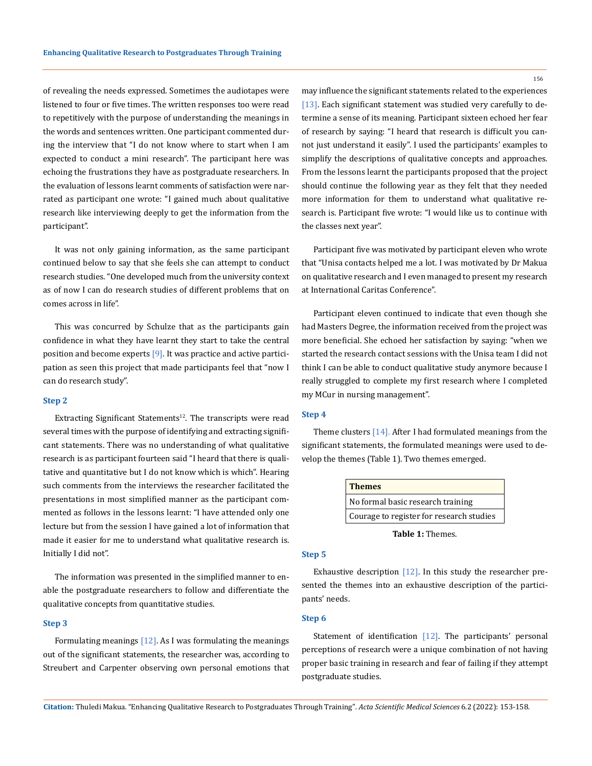of revealing the needs expressed. Sometimes the audiotapes were listened to four or five times. The written responses too were read to repetitively with the purpose of understanding the meanings in the words and sentences written. One participant commented during the interview that "I do not know where to start when I am expected to conduct a mini research". The participant here was echoing the frustrations they have as postgraduate researchers. In the evaluation of lessons learnt comments of satisfaction were narrated as participant one wrote: "I gained much about qualitative research like interviewing deeply to get the information from the participant".

It was not only gaining information, as the same participant continued below to say that she feels she can attempt to conduct research studies. "One developed much from the university context as of now I can do research studies of different problems that on comes across in life".

This was concurred by Schulze that as the participants gain confidence in what they have learnt they start to take the central position and become experts [9]. It was practice and active participation as seen this project that made participants feel that "now I can do research study".

### Step 2

Extracting Significant Statements[12]. The transcripts were read several times with the purpose of identifying and extracting significant statements. There was no understanding of what qualitative research is as participant fourteen said "I heard that there is qualitative and quantitative but I do not know which is which". Hearing such comments from the interviews the researcher facilitated the presentations in most simplified manner as the participant commented as follows in the lessons learnt: "I have attended only one lecture but from the session I have gained a lot of information that made it easier for me to understand what qualitative research is. Initially I did not".

The information was presented in the simplified manner to enable the postgraduate researchers to follow and differentiate the qualitative concepts from quantitative studies.

### Step 3

Formulating meanings [12]. As I was formulating the meanings out of the significant statements, the researcher was, according to Streubert and Carpenter observing own personal emotions that may influence the significant statements related to the experiences [13]. Each significant statement was studied very carefully to determine a sense of its meaning. Participant sixteen echoed her fear of research by saying: "I heard that research is difficult you cannot just understand it easily". I used the participants' examples to simplify the descriptions of qualitative concepts and approaches. From the lessons learnt the participants proposed that the project should continue the following year as they felt that they needed more information for them to understand what qualitative research is. Participant five wrote: "I would like us to continue with the classes next year".

Participant five was motivated by participant eleven who wrote that "Unisa contacts helped me a lot. I was motivated by Dr Makua on qualitative research and I even managed to present my research at International Caritas Conference".

Participant eleven continued to indicate that even though she had Masters Degree, the information received from the project was more beneficial. She echoed her satisfaction by saying: "when we started the research contact sessions with the Unisa team I did not think I can be able to conduct qualitative study anymore because I really struggled to complete my first research where I completed my MCur in nursing management".

### Step 4

Theme clusters [14]. After I had formulated meanings from the significant statements, the formulated meanings were used to develop the themes (Table 1). Two themes emerged.

| Themes |
|---|
| No formal basic research training |
| Courage to register for research studies |

**Table 1:** Themes.

### Step 5

Exhaustive description [12]. In this study the researcher presented the themes into an exhaustive description of the participants' needs.

### Step 6

Statement of identification [12]. The participants' personal perceptions of research were a unique combination of not having proper basic training in research and fear of failing if they attempt postgraduate studies.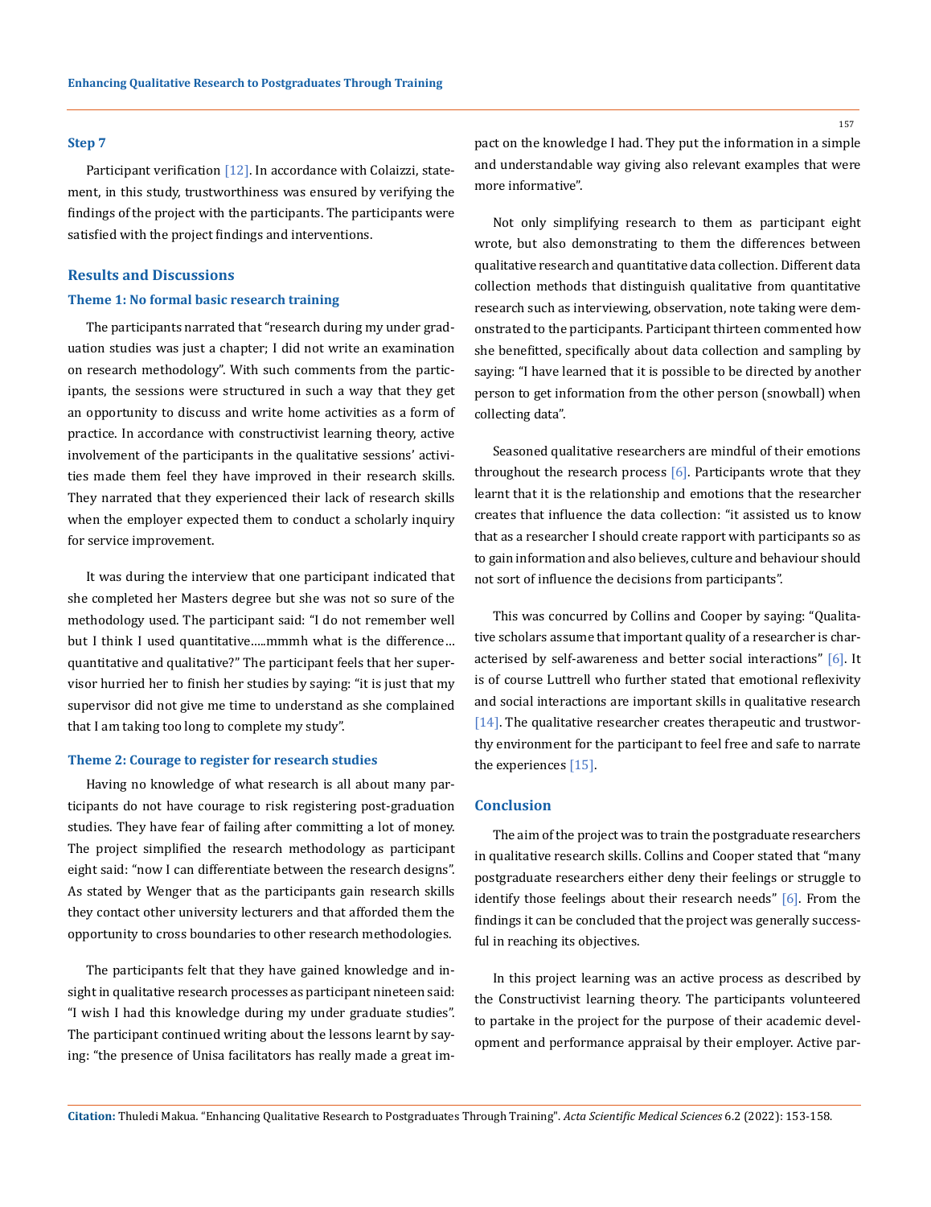### Step 7

Participant verification [12]. In accordance with Colaizzi, statement, in this study, trustworthiness was ensured by verifying the findings of the project with the participants. The participants were satisfied with the project findings and interventions.

## Results and Discussions

### Theme 1: No formal basic research training

The participants narrated that "research during my under graduation studies was just a chapter; I did not write an examination on research methodology". With such comments from the participants, the sessions were structured in such a way that they get an opportunity to discuss and write home activities as a form of practice. In accordance with constructivist learning theory, active involvement of the participants in the qualitative sessions' activities made them feel they have improved in their research skills. They narrated that they experienced their lack of research skills when the employer expected them to conduct a scholarly inquiry for service improvement.

It was during the interview that one participant indicated that she completed her Masters degree but she was not so sure of the methodology used. The participant said: "I do not remember well but I think I used quantitative.....mmmh what is the difference… quantitative and qualitative?" The participant feels that her supervisor hurried her to finish her studies by saying: "it is just that my supervisor did not give me time to understand as she complained that I am taking too long to complete my study".

### Theme 2: Courage to register for research studies

Having no knowledge of what research is all about many participants do not have courage to risk registering post-graduation studies. They have fear of failing after committing a lot of money. The project simplified the research methodology as participant eight said: "now I can differentiate between the research designs". As stated by Wenger that as the participants gain research skills they contact other university lecturers and that afforded them the opportunity to cross boundaries to other research methodologies.

The participants felt that they have gained knowledge and insight in qualitative research processes as participant nineteen said: "I wish I had this knowledge during my under graduate studies". The participant continued writing about the lessons learnt by saying: "the presence of Unisa facilitators has really made a great impact on the knowledge I had. They put the information in a simple and understandable way giving also relevant examples that were more informative".

Not only simplifying research to them as participant eight wrote, but also demonstrating to them the differences between qualitative research and quantitative data collection. Different data collection methods that distinguish qualitative from quantitative research such as interviewing, observation, note taking were demonstrated to the participants. Participant thirteen commented how she benefitted, specifically about data collection and sampling by saying: "I have learned that it is possible to be directed by another person to get information from the other person (snowball) when collecting data".

Seasoned qualitative researchers are mindful of their emotions throughout the research process [6]. Participants wrote that they learnt that it is the relationship and emotions that the researcher creates that influence the data collection: "it assisted us to know that as a researcher I should create rapport with participants so as to gain information and also believes, culture and behaviour should not sort of influence the decisions from participants".

This was concurred by Collins and Cooper by saying: "Qualitative scholars assume that important quality of a researcher is characterised by self-awareness and better social interactions" [6]. It is of course Luttrell who further stated that emotional reflexivity and social interactions are important skills in qualitative research [14]. The qualitative researcher creates therapeutic and trustworthy environment for the participant to feel free and safe to narrate the experiences [15].

## Conclusion

The aim of the project was to train the postgraduate researchers in qualitative research skills. Collins and Cooper stated that "many postgraduate researchers either deny their feelings or struggle to identify those feelings about their research needs" [6]. From the findings it can be concluded that the project was generally successful in reaching its objectives.

In this project learning was an active process as described by the Constructivist learning theory. The participants volunteered to partake in the project for the purpose of their academic development and performance appraisal by their employer. Active par-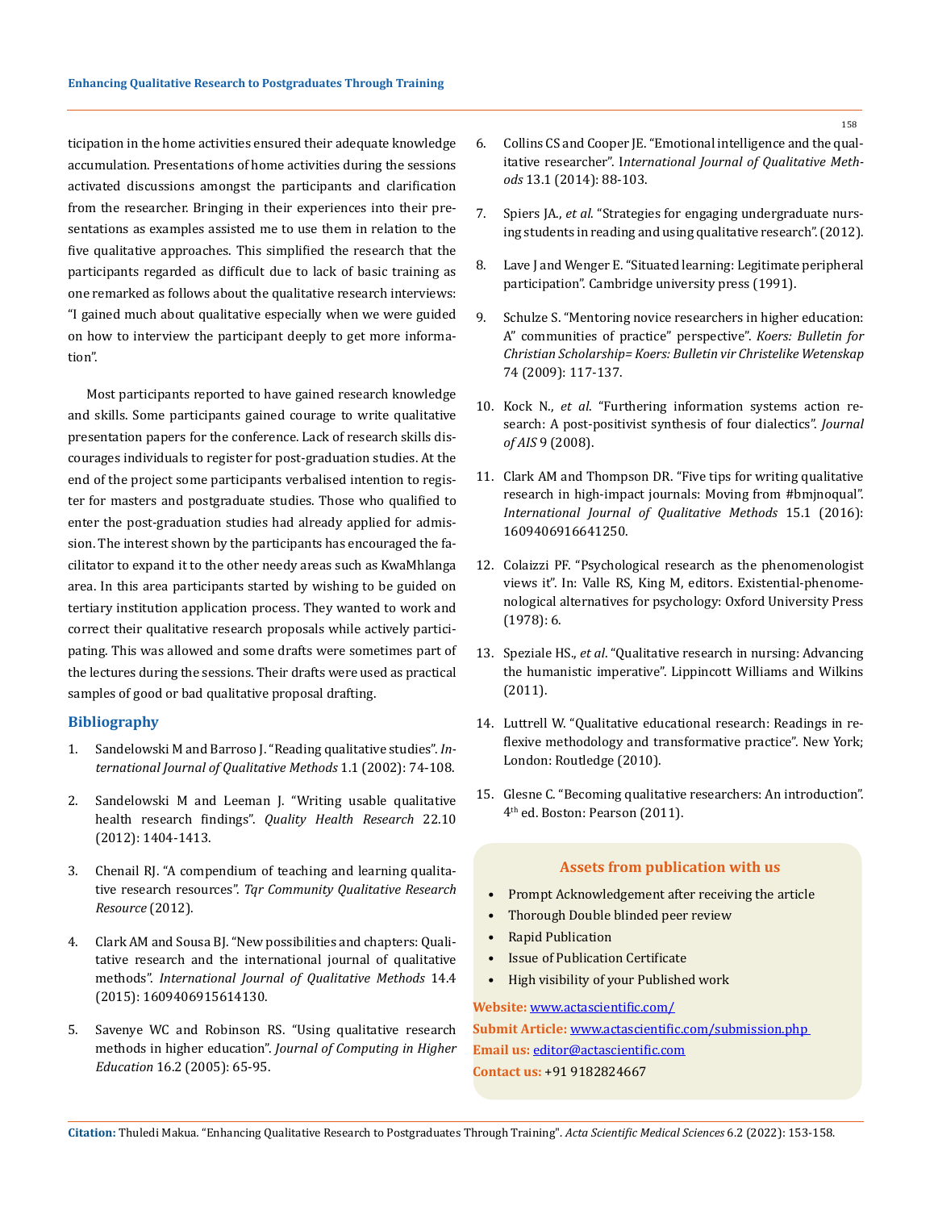ticipation in the home activities ensured their adequate knowledge accumulation. Presentations of home activities during the sessions activated discussions amongst the participants and clarification from the researcher. Bringing in their experiences into their presentations as examples assisted me to use them in relation to the five qualitative approaches. This simplified the research that the participants regarded as difficult due to lack of basic training as one remarked as follows about the qualitative research interviews: "I gained much about qualitative especially when we were guided on how to interview the participant deeply to get more information".

Most participants reported to have gained research knowledge and skills. Some participants gained courage to write qualitative presentation papers for the conference. Lack of research skills discourages individuals to register for post-graduation studies. At the end of the project some participants verbalised intention to register for masters and postgraduate studies. Those who qualified to enter the post-graduation studies had already applied for admission. The interest shown by the participants has encouraged the facilitator to expand it to the other needy areas such as KwaMhlanga area. In this area participants started by wishing to be guided on tertiary institution application process. They wanted to work and correct their qualitative research proposals while actively participating. This was allowed and some drafts were sometimes part of the lectures during the sessions. Their drafts were used as practical samples of good or bad qualitative proposal drafting.

## Bibliography

1. Sandelowski M and Barroso J. "Reading qualitative studies". *International Journal of Qualitative Methods* 1.1 (2002): 74-108.
2. Sandelowski M and Leeman J. "Writing usable qualitative health research findings". *Quality Health Research* 22.10 (2012): 1404-1413.
3. Chenail RJ. "A compendium of teaching and learning qualitative research resources". *Tqr Community Qualitative Research Resource* (2012).
4. Clark AM and Sousa BJ. "New possibilities and chapters: Qualitative research and the international journal of qualitative methods". *International Journal of Qualitative Methods* 14.4 (2015): 1609406915614130.
5. Savenye WC and Robinson RS. "Using qualitative research methods in higher education". *Journal of Computing in Higher Education* 16.2 (2005): 65-95.
6. Collins CS and Cooper JE. "Emotional intelligence and the qualitative researcher". *International Journal of Qualitative Methods* 13.1 (2014): 88-103.
7. Spiers JA., *et al*. "Strategies for engaging undergraduate nursing students in reading and using qualitative research". (2012).
8. Lave J and Wenger E. "Situated learning: Legitimate peripheral participation". Cambridge university press (1991).
9. Schulze S. "Mentoring novice researchers in higher education: A" communities of practice" perspective". *Koers: Bulletin for Christian Scholarship= Koers: Bulletin vir Christelike Wetenskap* 74 (2009): 117-137.
10. Kock N., *et al*. "Furthering information systems action research: A post-positivist synthesis of four dialectics". *Journal of AIS* 9 (2008).
11. Clark AM and Thompson DR. "Five tips for writing qualitative research in high-impact journals: Moving from #bmjnoqual". *International Journal of Qualitative Methods* 15.1 (2016): 1609406916641250.
12. Colaizzi PF. "Psychological research as the phenomenologist views it". In: Valle RS, King M, editors. Existential-phenomenological alternatives for psychology: Oxford University Press (1978): 6.
13. Speziale HS., *et al*. "Qualitative research in nursing: Advancing the humanistic imperative". Lippincott Williams and Wilkins (2011).
14. Luttrell W. "Qualitative educational research: Readings in reflexive methodology and transformative practice". New York; London: Routledge (2010).
15. Glesne C. "Becoming qualitative researchers: An introduction". 4th ed. Boston: Pearson (2011).

**Assets from publication with us**

- Prompt Acknowledgement after receiving the article
- Thorough Double blinded peer review
- Rapid Publication
- Issue of Publication Certificate
- High visibility of your Published work

**Website:** www.actascientific.com/
**Submit Article:** www.actascientific.com/submission.php
**Email us:** editor@actascientific.com
**Contact us:** +91 9182824667